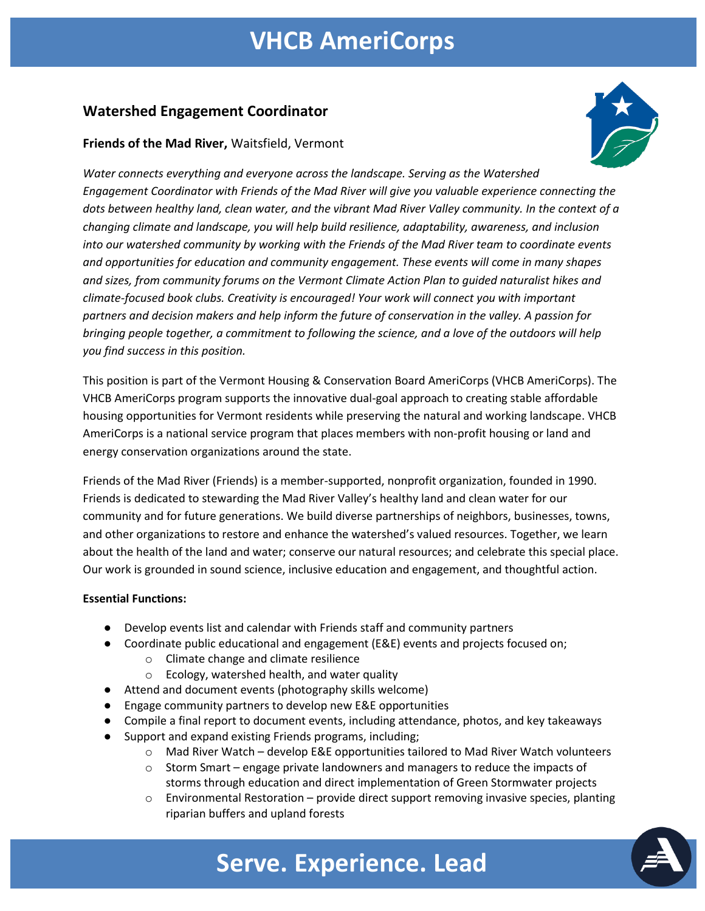# VHCB AmeriCorps

## Watershed Engagement Coordinator

**Friends of the Mad River,** Waitsfield, Vermont

*Water connects everything and everyone across the landscape. Serving as the Watershed Engagement Coordinator with Friends of the Mad River will give you valuable experience connecting the dots between healthy land, clean water, and the vibrant Mad River Valley community. In the context of a changing climate and landscape, you will help build resilience, adaptability, awareness, and inclusion into our watershed community by working with the Friends of the Mad River team to coordinate events and opportunities for education and community engagement. These events will come in many shapes and sizes, from community forums on the Vermont Climate Action Plan to guided naturalist hikes and climate-focused book clubs. Creativity is encouraged! Your work will connect you with important partners and decision makers and help inform the future of conservation in the valley. A passion for bringing people together, a commitment to following the science, and a love of the outdoors will help you find success in this position.*

This position is part of the Vermont Housing & Conservation Board AmeriCorps (VHCB AmeriCorps). The VHCB AmeriCorps program supports the innovative dual-goal approach to creating stable affordable housing opportunities for Vermont residents while preserving the natural and working landscape. VHCB AmeriCorps is a national service program that places members with non-profit housing or land and energy conservation organizations around the state.

Friends of the Mad River (Friends) is a member-supported, nonprofit organization, founded in 1990. Friends is dedicated to stewarding the Mad River Valley's healthy land and clean water for our community and for future generations. We build diverse partnerships of neighbors, businesses, towns, and other organizations to restore and enhance the watershed's valued resources. Together, we learn about the health of the land and water; conserve our natural resources; and celebrate this special place. Our work is grounded in sound science, inclusive education and engagement, and thoughtful action.

**Essential Functions:**

- Develop events list and calendar with Friends staff and community partners
- Coordinate public educational and engagement (E&E) events and projects focused on;
  - Climate change and climate resilience
  - Ecology, watershed health, and water quality
- Attend and document events (photography skills welcome)
- Engage community partners to develop new E&E opportunities
- Compile a final report to document events, including attendance, photos, and key takeaways
- Support and expand existing Friends programs, including;
  - Mad River Watch – develop E&E opportunities tailored to Mad River Watch volunteers
  - Storm Smart – engage private landowners and managers to reduce the impacts of storms through education and direct implementation of Green Stormwater projects
  - Environmental Restoration – provide direct support removing invasive species, planting riparian buffers and upland forests

**Serve. Experience. Lead**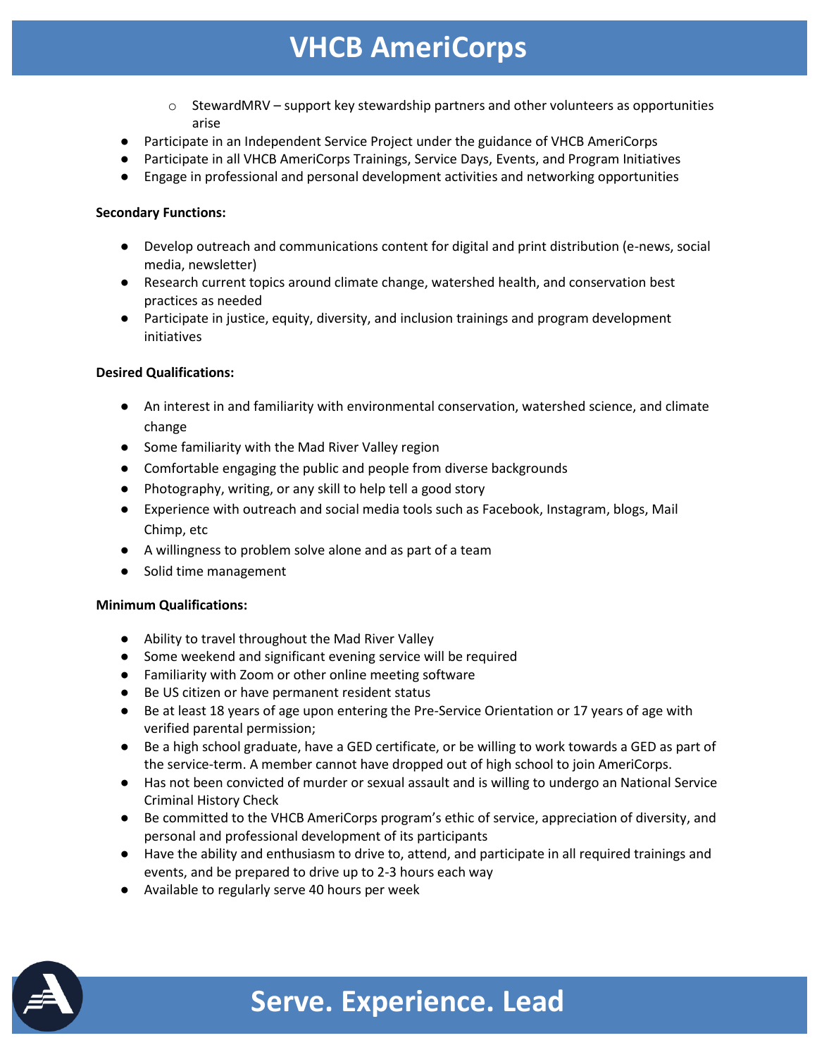- StewardMRV – support key stewardship partners and other volunteers as opportunities arise
- Participate in an Independent Service Project under the guidance of VHCB AmeriCorps
- Participate in all VHCB AmeriCorps Trainings, Service Days, Events, and Program Initiatives
- Engage in professional and personal development activities and networking opportunities

**Secondary Functions:**

- Develop outreach and communications content for digital and print distribution (e-news, social media, newsletter)
- Research current topics around climate change, watershed health, and conservation best practices as needed
- Participate in justice, equity, diversity, and inclusion trainings and program development initiatives

**Desired Qualifications:**

- An interest in and familiarity with environmental conservation, watershed science, and climate change
- Some familiarity with the Mad River Valley region
- Comfortable engaging the public and people from diverse backgrounds
- Photography, writing, or any skill to help tell a good story
- Experience with outreach and social media tools such as Facebook, Instagram, blogs, Mail Chimp, etc
- A willingness to problem solve alone and as part of a team
- Solid time management

**Minimum Qualifications:**

- Ability to travel throughout the Mad River Valley
- Some weekend and significant evening service will be required
- Familiarity with Zoom or other online meeting software
- Be US citizen or have permanent resident status
- Be at least 18 years of age upon entering the Pre-Service Orientation or 17 years of age with verified parental permission;
- Be a high school graduate, have a GED certificate, or be willing to work towards a GED as part of the service-term. A member cannot have dropped out of high school to join AmeriCorps.
- Has not been convicted of murder or sexual assault and is willing to undergo an National Service Criminal History Check
- Be committed to the VHCB AmeriCorps program's ethic of service, appreciation of diversity, and personal and professional development of its participants
- Have the ability and enthusiasm to drive to, attend, and participate in all required trainings and events, and be prepared to drive up to 2-3 hours each way
- Available to regularly serve 40 hours per week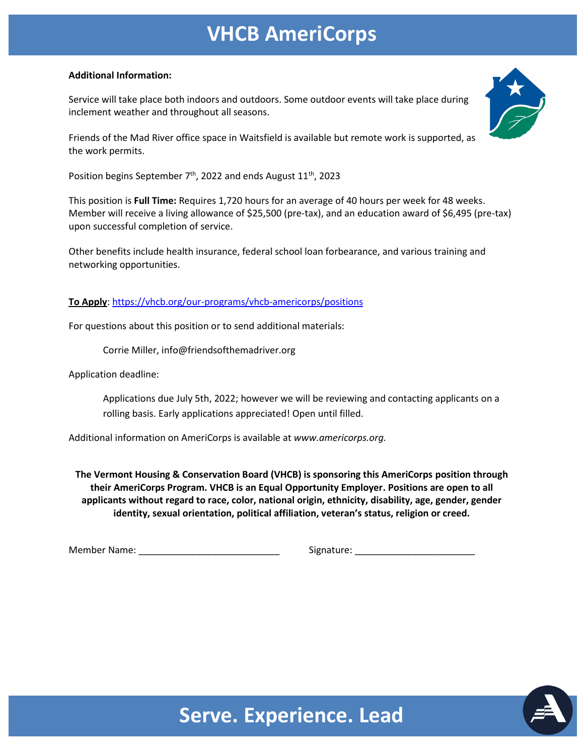# VHCB AmeriCorps

**Additional Information:**

Service will take place both indoors and outdoors. Some outdoor events will take place during inclement weather and throughout all seasons.

Friends of the Mad River office space in Waitsfield is available but remote work is supported, as the work permits.

Position begins September 7th, 2022 and ends August 11th, 2023

This position is **Full Time:** Requires 1,720 hours for an average of 40 hours per week for 48 weeks. Member will receive a living allowance of $25,500 (pre-tax), and an education award of $6,495 (pre-tax) upon successful completion of service.

Other benefits include health insurance, federal school loan forbearance, and various training and networking opportunities.

**To Apply**: https://vhcb.org/our-programs/vhcb-americorps/positions

For questions about this position or to send additional materials:

Corrie Miller, info@friendsofthemadriver.org

Application deadline:

Applications due July 5th, 2022; however we will be reviewing and contacting applicants on a rolling basis. Early applications appreciated! Open until filled.

Additional information on AmeriCorps is available at *www.americorps.org.*

**The Vermont Housing & Conservation Board (VHCB) is sponsoring this AmeriCorps position through their AmeriCorps Program. VHCB is an Equal Opportunity Employer. Positions are open to all applicants without regard to race, color, national origin, ethnicity, disability, age, gender, gender identity, sexual orientation, political affiliation, veteran's status, religion or creed.**

Member Name: ___________________________ Signature: _______________________

**Serve. Experience. Lead**